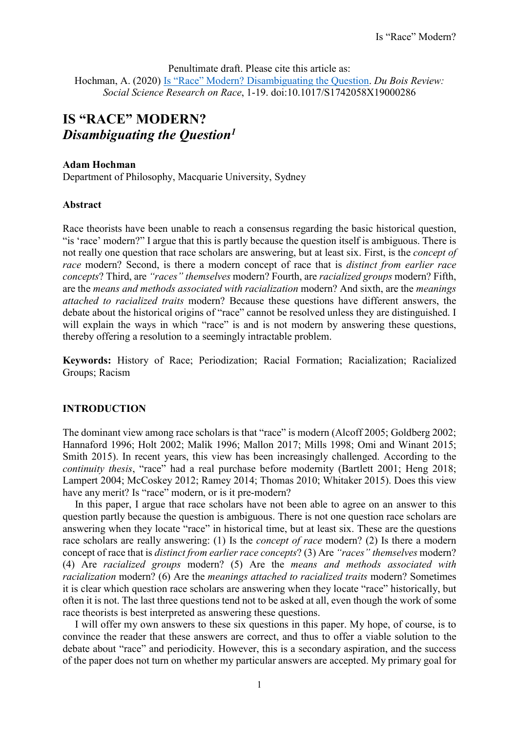Penultimate draft. Please cite this article as:
Hochman, A. (2020) Is "Race" Modern? Disambiguating the Question. *Du Bois Review: Social Science Research on Race*, 1-19. doi:10.1017/S1742058X19000286

# IS "RACE" MODERN? *Disambiguating the Question*[1]

**Adam Hochman**
Department of Philosophy, Macquarie University, Sydney

**Abstract**

Race theorists have been unable to reach a consensus regarding the basic historical question, "is 'race' modern?" I argue that this is partly because the question itself is ambiguous. There is not really one question that race scholars are answering, but at least six. First, is the *concept of race* modern? Second, is there a modern concept of race that is *distinct from earlier race concepts*? Third, are *"races" themselves* modern? Fourth, are *racialized groups* modern? Fifth, are the *means and methods associated with racialization* modern? And sixth, are the *meanings attached to racialized traits* modern? Because these questions have different answers, the debate about the historical origins of "race" cannot be resolved unless they are distinguished. I will explain the ways in which "race" is and is not modern by answering these questions, thereby offering a resolution to a seemingly intractable problem.

**Keywords:** History of Race; Periodization; Racial Formation; Racialization; Racialized Groups; Racism

## INTRODUCTION

The dominant view among race scholars is that "race" is modern (Alcoff 2005; Goldberg 2002; Hannaford 1996; Holt 2002; Malik 1996; Mallon 2017; Mills 1998; Omi and Winant 2015; Smith 2015). In recent years, this view has been increasingly challenged. According to the *continuity thesis*, "race" had a real purchase before modernity (Bartlett 2001; Heng 2018; Lampert 2004; McCoskey 2012; Ramey 2014; Thomas 2010; Whitaker 2015). Does this view have any merit? Is "race" modern, or is it pre-modern?

In this paper, I argue that race scholars have not been able to agree on an answer to this question partly because the question is ambiguous. There is not one question race scholars are answering when they locate "race" in historical time, but at least six. These are the questions race scholars are really answering: (1) Is the *concept of race* modern? (2) Is there a modern concept of race that is *distinct from earlier race concepts*? (3) Are *"races" themselves* modern? (4) Are *racialized groups* modern? (5) Are the *means and methods associated with racialization* modern? (6) Are the *meanings attached to racialized traits* modern? Sometimes it is clear which question race scholars are answering when they locate "race" historically, but often it is not. The last three questions tend not to be asked at all, even though the work of some race theorists is best interpreted as answering these questions.

I will offer my own answers to these six questions in this paper. My hope, of course, is to convince the reader that these answers are correct, and thus to offer a viable solution to the debate about "race" and periodicity. However, this is a secondary aspiration, and the success of the paper does not turn on whether my particular answers are accepted. My primary goal for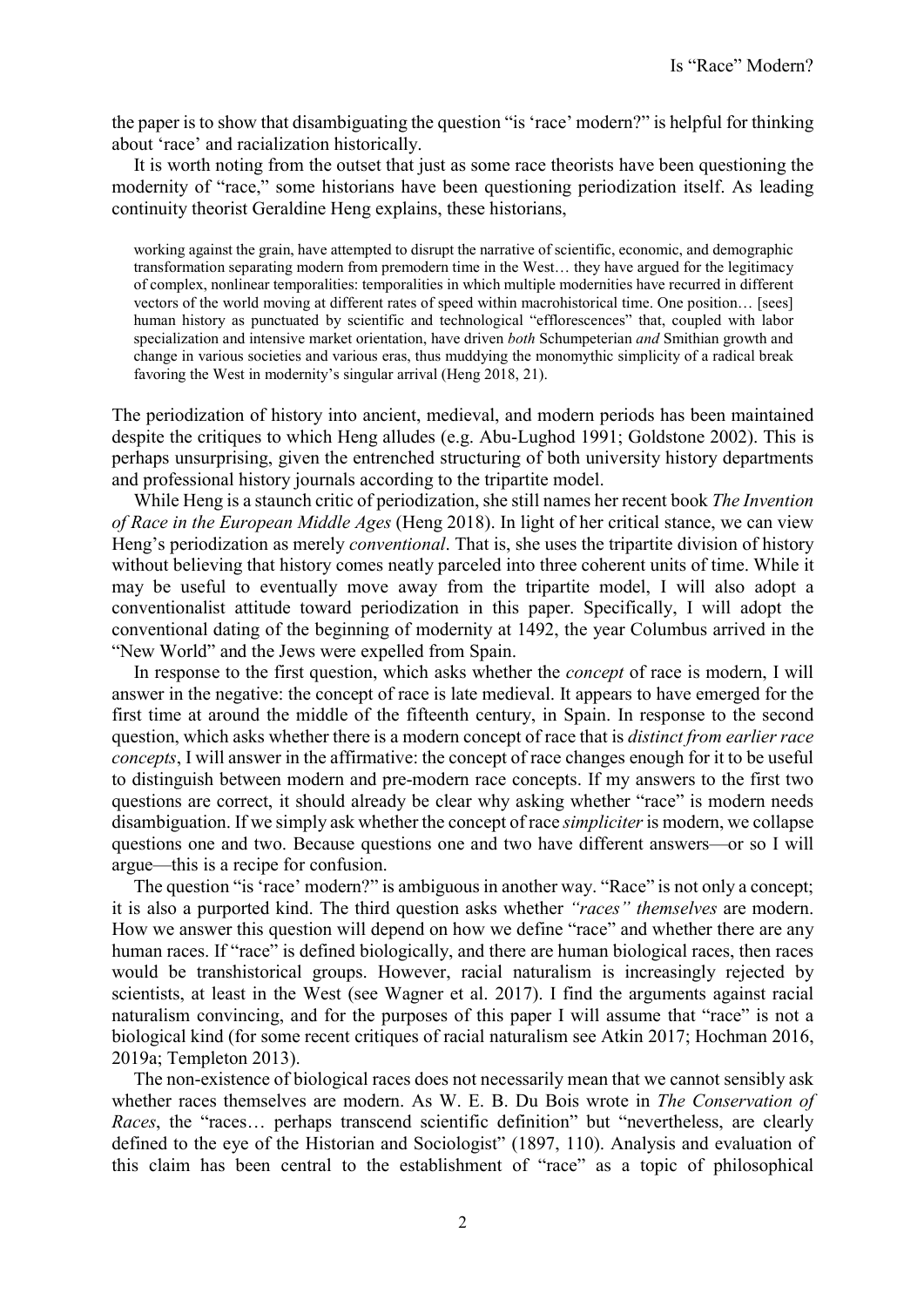the paper is to show that disambiguating the question "is 'race' modern?" is helpful for thinking about 'race' and racialization historically.

It is worth noting from the outset that just as some race theorists have been questioning the modernity of "race," some historians have been questioning periodization itself. As leading continuity theorist Geraldine Heng explains, these historians,

> working against the grain, have attempted to disrupt the narrative of scientific, economic, and demographic transformation separating modern from premodern time in the West… they have argued for the legitimacy of complex, nonlinear temporalities: temporalities in which multiple modernities have recurred in different vectors of the world moving at different rates of speed within macrohistorical time. One position… [sees] human history as punctuated by scientific and technological "efflorescences" that, coupled with labor specialization and intensive market orientation, have driven *both* Schumpeterian *and* Smithian growth and change in various societies and various eras, thus muddying the monomythic simplicity of a radical break favoring the West in modernity's singular arrival (Heng 2018, 21).

The periodization of history into ancient, medieval, and modern periods has been maintained despite the critiques to which Heng alludes (e.g. Abu-Lughod 1991; Goldstone 2002). This is perhaps unsurprising, given the entrenched structuring of both university history departments and professional history journals according to the tripartite model.

While Heng is a staunch critic of periodization, she still names her recent book *The Invention of Race in the European Middle Ages* (Heng 2018). In light of her critical stance, we can view Heng's periodization as merely *conventional*. That is, she uses the tripartite division of history without believing that history comes neatly parceled into three coherent units of time. While it may be useful to eventually move away from the tripartite model, I will also adopt a conventionalist attitude toward periodization in this paper. Specifically, I will adopt the conventional dating of the beginning of modernity at 1492, the year Columbus arrived in the "New World" and the Jews were expelled from Spain.

In response to the first question, which asks whether the *concept* of race is modern, I will answer in the negative: the concept of race is late medieval. It appears to have emerged for the first time at around the middle of the fifteenth century, in Spain. In response to the second question, which asks whether there is a modern concept of race that is *distinct from earlier race concepts*, I will answer in the affirmative: the concept of race changes enough for it to be useful to distinguish between modern and pre-modern race concepts. If my answers to the first two questions are correct, it should already be clear why asking whether "race" is modern needs disambiguation. If we simply ask whether the concept of race *simpliciter* is modern, we collapse questions one and two. Because questions one and two have different answers—or so I will argue—this is a recipe for confusion.

The question "is 'race' modern?" is ambiguous in another way. "Race" is not only a concept; it is also a purported kind. The third question asks whether *"races" themselves* are modern. How we answer this question will depend on how we define "race" and whether there are any human races. If "race" is defined biologically, and there are human biological races, then races would be transhistorical groups. However, racial naturalism is increasingly rejected by scientists, at least in the West (see Wagner et al. 2017). I find the arguments against racial naturalism convincing, and for the purposes of this paper I will assume that "race" is not a biological kind (for some recent critiques of racial naturalism see Atkin 2017; Hochman 2016, 2019a; Templeton 2013).

The non-existence of biological races does not necessarily mean that we cannot sensibly ask whether races themselves are modern. As W. E. B. Du Bois wrote in *The Conservation of Races*, the "races… perhaps transcend scientific definition" but "nevertheless, are clearly defined to the eye of the Historian and Sociologist" (1897, 110). Analysis and evaluation of this claim has been central to the establishment of "race" as a topic of philosophical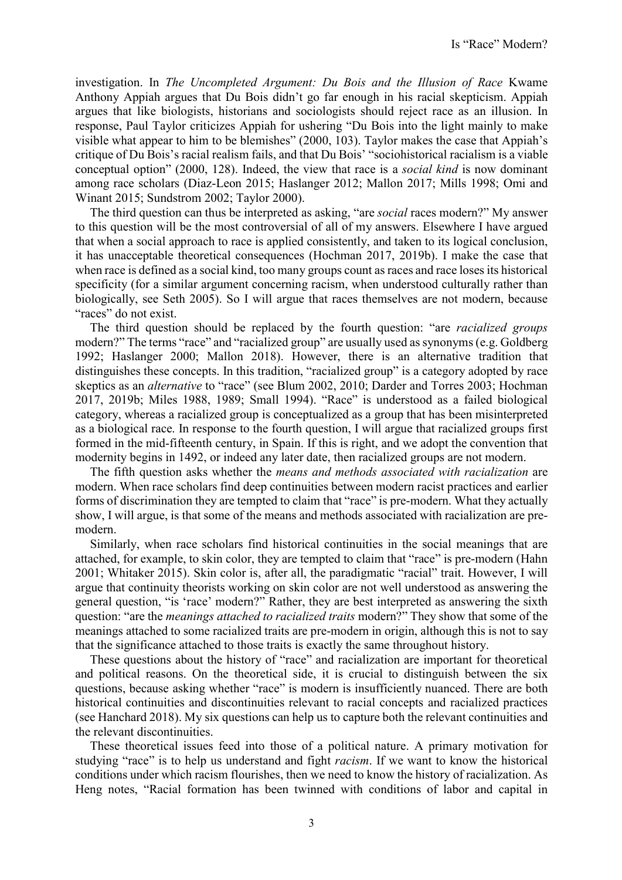investigation. In *The Uncompleted Argument: Du Bois and the Illusion of Race* Kwame Anthony Appiah argues that Du Bois didn't go far enough in his racial skepticism. Appiah argues that like biologists, historians and sociologists should reject race as an illusion. In response, Paul Taylor criticizes Appiah for ushering "Du Bois into the light mainly to make visible what appear to him to be blemishes" (2000, 103). Taylor makes the case that Appiah's critique of Du Bois's racial realism fails, and that Du Bois' "sociohistorical racialism is a viable conceptual option" (2000, 128). Indeed, the view that race is a *social kind* is now dominant among race scholars (Diaz-Leon 2015; Haslanger 2012; Mallon 2017; Mills 1998; Omi and Winant 2015; Sundstrom 2002; Taylor 2000).

The third question can thus be interpreted as asking, "are *social* races modern?" My answer to this question will be the most controversial of all of my answers. Elsewhere I have argued that when a social approach to race is applied consistently, and taken to its logical conclusion, it has unacceptable theoretical consequences (Hochman 2017, 2019b). I make the case that when race is defined as a social kind, too many groups count as races and race loses its historical specificity (for a similar argument concerning racism, when understood culturally rather than biologically, see Seth 2005). So I will argue that races themselves are not modern, because "races" do not exist.

The third question should be replaced by the fourth question: "are *racialized groups* modern?" The terms "race" and "racialized group" are usually used as synonyms (e.g. Goldberg 1992; Haslanger 2000; Mallon 2018). However, there is an alternative tradition that distinguishes these concepts. In this tradition, "racialized group" is a category adopted by race skeptics as an *alternative* to "race" (see Blum 2002, 2010; Darder and Torres 2003; Hochman 2017, 2019b; Miles 1988, 1989; Small 1994). "Race" is understood as a failed biological category, whereas a racialized group is conceptualized as a group that has been misinterpreted as a biological race. In response to the fourth question, I will argue that racialized groups first formed in the mid-fifteenth century, in Spain. If this is right, and we adopt the convention that modernity begins in 1492, or indeed any later date, then racialized groups are not modern.

The fifth question asks whether the *means and methods associated with racialization* are modern. When race scholars find deep continuities between modern racist practices and earlier forms of discrimination they are tempted to claim that "race" is pre-modern. What they actually show, I will argue, is that some of the means and methods associated with racialization are pre-modern.

Similarly, when race scholars find historical continuities in the social meanings that are attached, for example, to skin color, they are tempted to claim that "race" is pre-modern (Hahn 2001; Whitaker 2015). Skin color is, after all, the paradigmatic "racial" trait. However, I will argue that continuity theorists working on skin color are not well understood as answering the general question, "is 'race' modern?" Rather, they are best interpreted as answering the sixth question: "are the *meanings attached to racialized traits* modern?" They show that some of the meanings attached to some racialized traits are pre-modern in origin, although this is not to say that the significance attached to those traits is exactly the same throughout history.

These questions about the history of "race" and racialization are important for theoretical and political reasons. On the theoretical side, it is crucial to distinguish between the six questions, because asking whether "race" is modern is insufficiently nuanced. There are both historical continuities and discontinuities relevant to racial concepts and racialized practices (see Hanchard 2018). My six questions can help us to capture both the relevant continuities and the relevant discontinuities.

These theoretical issues feed into those of a political nature. A primary motivation for studying "race" is to help us understand and fight *racism*. If we want to know the historical conditions under which racism flourishes, then we need to know the history of racialization. As Heng notes, "Racial formation has been twinned with conditions of labor and capital in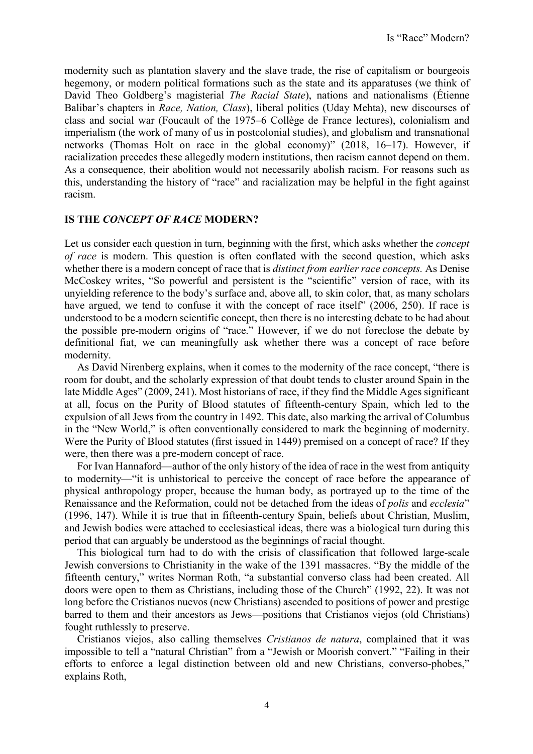modernity such as plantation slavery and the slave trade, the rise of capitalism or bourgeois hegemony, or modern political formations such as the state and its apparatuses (we think of David Theo Goldberg's magisterial *The Racial State*), nations and nationalisms (Étienne Balibar's chapters in *Race, Nation, Class*), liberal politics (Uday Mehta), new discourses of class and social war (Foucault of the 1975–6 Collège de France lectures), colonialism and imperialism (the work of many of us in postcolonial studies), and globalism and transnational networks (Thomas Holt on race in the global economy)" (2018, 16–17). However, if racialization precedes these allegedly modern institutions, then racism cannot depend on them. As a consequence, their abolition would not necessarily abolish racism. For reasons such as this, understanding the history of "race" and racialization may be helpful in the fight against racism.

## IS THE *CONCEPT OF RACE* MODERN?

Let us consider each question in turn, beginning with the first, which asks whether the *concept of race* is modern. This question is often conflated with the second question, which asks whether there is a modern concept of race that is *distinct from earlier race concepts.* As Denise McCoskey writes, "So powerful and persistent is the "scientific" version of race, with its unyielding reference to the body's surface and, above all, to skin color, that, as many scholars have argued, we tend to confuse it with the concept of race itself" (2006, 250). If race is understood to be a modern scientific concept, then there is no interesting debate to be had about the possible pre-modern origins of "race." However, if we do not foreclose the debate by definitional fiat, we can meaningfully ask whether there was a concept of race before modernity.

As David Nirenberg explains, when it comes to the modernity of the race concept, "there is room for doubt, and the scholarly expression of that doubt tends to cluster around Spain in the late Middle Ages" (2009, 241). Most historians of race, if they find the Middle Ages significant at all, focus on the Purity of Blood statutes of fifteenth-century Spain, which led to the expulsion of all Jews from the country in 1492. This date, also marking the arrival of Columbus in the "New World," is often conventionally considered to mark the beginning of modernity. Were the Purity of Blood statutes (first issued in 1449) premised on a concept of race? If they were, then there was a pre-modern concept of race.

For Ivan Hannaford—author of the only history of the idea of race in the west from antiquity to modernity—"it is unhistorical to perceive the concept of race before the appearance of physical anthropology proper, because the human body, as portrayed up to the time of the Renaissance and the Reformation, could not be detached from the ideas of *polis* and *ecclesia*" (1996, 147). While it is true that in fifteenth-century Spain, beliefs about Christian, Muslim, and Jewish bodies were attached to ecclesiastical ideas, there was a biological turn during this period that can arguably be understood as the beginnings of racial thought.

This biological turn had to do with the crisis of classification that followed large-scale Jewish conversions to Christianity in the wake of the 1391 massacres. "By the middle of the fifteenth century," writes Norman Roth, "a substantial converso class had been created. All doors were open to them as Christians, including those of the Church" (1992, 22). It was not long before the Cristianos nuevos (new Christians) ascended to positions of power and prestige barred to them and their ancestors as Jews—positions that Cristianos viejos (old Christians) fought ruthlessly to preserve.

Cristianos viejos, also calling themselves *Cristianos de natura*, complained that it was impossible to tell a "natural Christian" from a "Jewish or Moorish convert." "Failing in their efforts to enforce a legal distinction between old and new Christians, converso-phobes," explains Roth,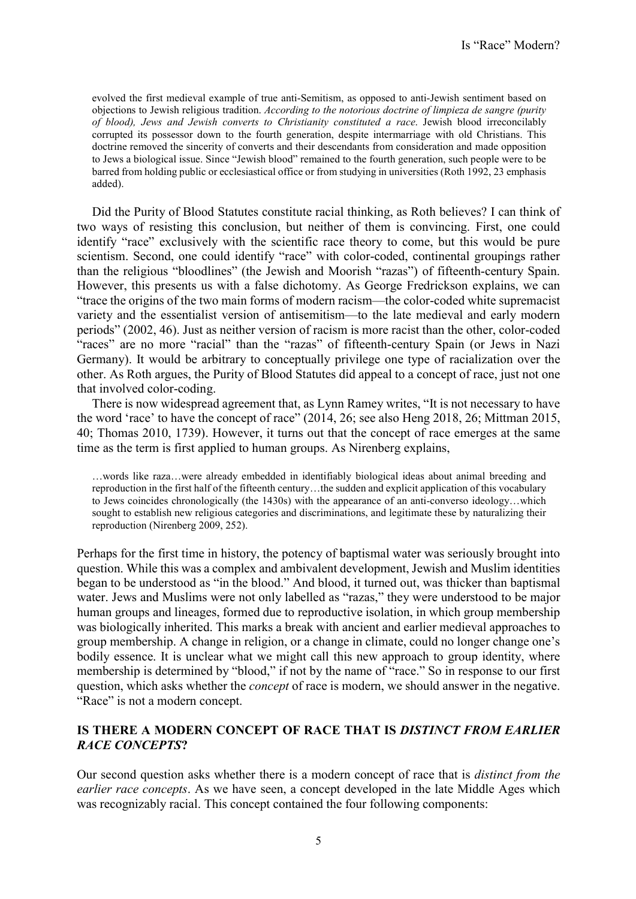> evolved the first medieval example of true anti-Semitism, as opposed to anti-Jewish sentiment based on objections to Jewish religious tradition. *According to the notorious doctrine of limpieza de sangre (purity of blood), Jews and Jewish converts to Christianity constituted a race.* Jewish blood irreconcilably corrupted its possessor down to the fourth generation, despite intermarriage with old Christians. This doctrine removed the sincerity of converts and their descendants from consideration and made opposition to Jews a biological issue. Since "Jewish blood" remained to the fourth generation, such people were to be barred from holding public or ecclesiastical office or from studying in universities (Roth 1992, 23 emphasis added).

Did the Purity of Blood Statutes constitute racial thinking, as Roth believes? I can think of two ways of resisting this conclusion, but neither of them is convincing. First, one could identify "race" exclusively with the scientific race theory to come, but this would be pure scientism. Second, one could identify "race" with color-coded, continental groupings rather than the religious "bloodlines" (the Jewish and Moorish "razas") of fifteenth-century Spain. However, this presents us with a false dichotomy. As George Fredrickson explains, we can "trace the origins of the two main forms of modern racism—the color-coded white supremacist variety and the essentialist version of antisemitism—to the late medieval and early modern periods" (2002, 46). Just as neither version of racism is more racist than the other, color-coded "races" are no more "racial" than the "razas" of fifteenth-century Spain (or Jews in Nazi Germany). It would be arbitrary to conceptually privilege one type of racialization over the other. As Roth argues, the Purity of Blood Statutes did appeal to a concept of race, just not one that involved color-coding.

There is now widespread agreement that, as Lynn Ramey writes, "It is not necessary to have the word 'race' to have the concept of race" (2014, 26; see also Heng 2018, 26; Mittman 2015, 40; Thomas 2010, 1739). However, it turns out that the concept of race emerges at the same time as the term is first applied to human groups. As Nirenberg explains,

> …words like raza…were already embedded in identifiably biological ideas about animal breeding and reproduction in the first half of the fifteenth century…the sudden and explicit application of this vocabulary to Jews coincides chronologically (the 1430s) with the appearance of an anti-converso ideology…which sought to establish new religious categories and discriminations, and legitimate these by naturalizing their reproduction (Nirenberg 2009, 252).

Perhaps for the first time in history, the potency of baptismal water was seriously brought into question. While this was a complex and ambivalent development, Jewish and Muslim identities began to be understood as "in the blood." And blood, it turned out, was thicker than baptismal water. Jews and Muslims were not only labelled as "razas," they were understood to be major human groups and lineages, formed due to reproductive isolation, in which group membership was biologically inherited. This marks a break with ancient and earlier medieval approaches to group membership. A change in religion, or a change in climate, could no longer change one's bodily essence. It is unclear what we might call this new approach to group identity, where membership is determined by "blood," if not by the name of "race." So in response to our first question, which asks whether the *concept* of race is modern, we should answer in the negative. "Race" is not a modern concept.

## IS THERE A MODERN CONCEPT OF RACE THAT IS *DISTINCT FROM EARLIER RACE CONCEPTS*?

Our second question asks whether there is a modern concept of race that is *distinct from the earlier race concepts*. As we have seen, a concept developed in the late Middle Ages which was recognizably racial. This concept contained the four following components: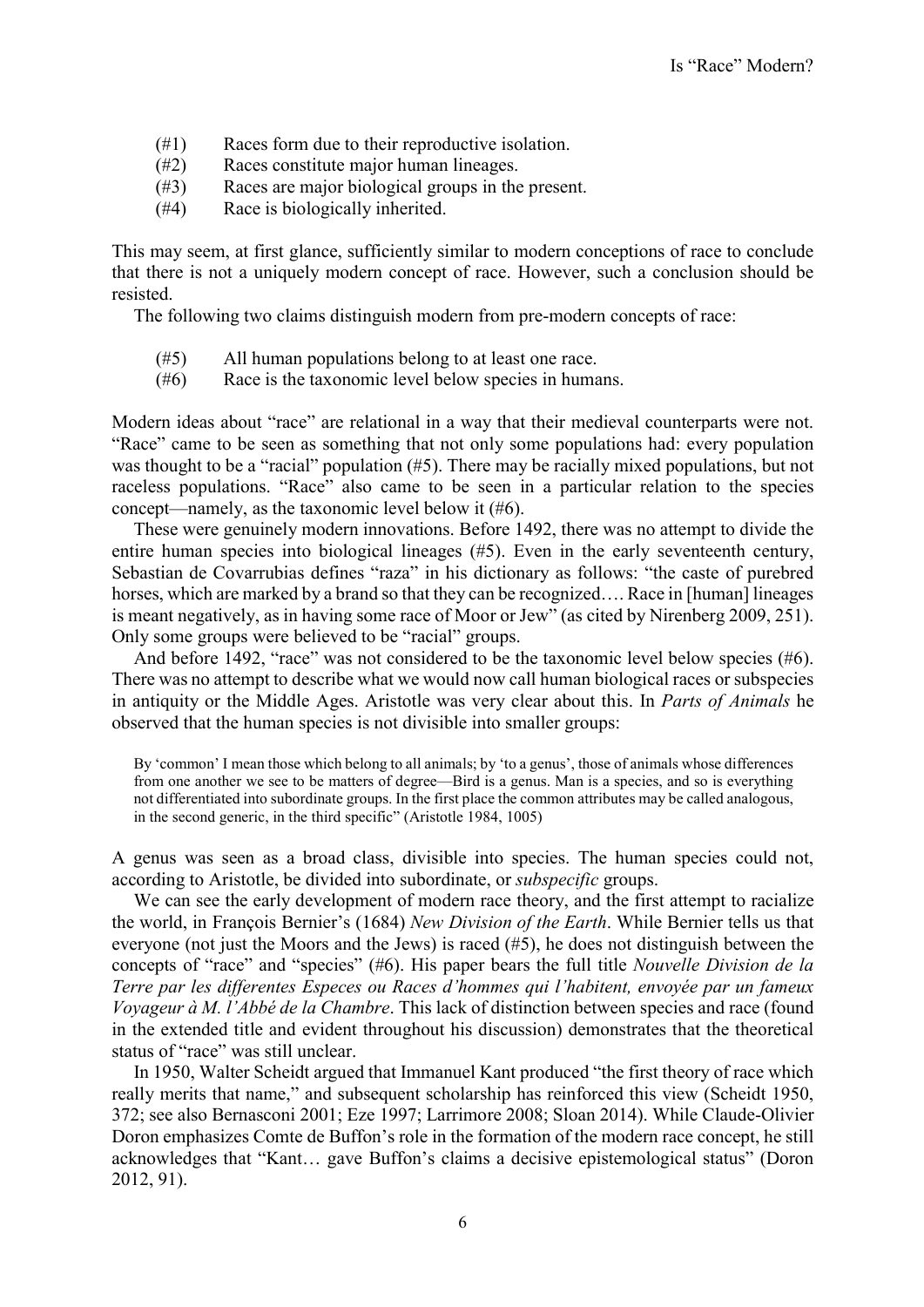(#1) Races form due to their reproductive isolation.
(#2) Races constitute major human lineages.
(#3) Races are major biological groups in the present.
(#4) Race is biologically inherited.

This may seem, at first glance, sufficiently similar to modern conceptions of race to conclude that there is not a uniquely modern concept of race. However, such a conclusion should be resisted.

The following two claims distinguish modern from pre-modern concepts of race:

(#5) All human populations belong to at least one race.
(#6) Race is the taxonomic level below species in humans.

Modern ideas about "race" are relational in a way that their medieval counterparts were not. "Race" came to be seen as something that not only some populations had: every population was thought to be a "racial" population (#5). There may be racially mixed populations, but not raceless populations. "Race" also came to be seen in a particular relation to the species concept—namely, as the taxonomic level below it (#6).

These were genuinely modern innovations. Before 1492, there was no attempt to divide the entire human species into biological lineages (#5). Even in the early seventeenth century, Sebastian de Covarrubias defines "raza" in his dictionary as follows: "the caste of purebred horses, which are marked by a brand so that they can be recognized…. Race in [human] lineages is meant negatively, as in having some race of Moor or Jew" (as cited by Nirenberg 2009, 251). Only some groups were believed to be "racial" groups.

And before 1492, "race" was not considered to be the taxonomic level below species (#6). There was no attempt to describe what we would now call human biological races or subspecies in antiquity or the Middle Ages. Aristotle was very clear about this. In *Parts of Animals* he observed that the human species is not divisible into smaller groups:

> By 'common' I mean those which belong to all animals; by 'to a genus', those of animals whose differences from one another we see to be matters of degree—Bird is a genus. Man is a species, and so is everything not differentiated into subordinate groups. In the first place the common attributes may be called analogous, in the second generic, in the third specific" (Aristotle 1984, 1005)

A genus was seen as a broad class, divisible into species. The human species could not, according to Aristotle, be divided into subordinate, or *subspecific* groups.

We can see the early development of modern race theory, and the first attempt to racialize the world, in François Bernier's (1684) *New Division of the Earth*. While Bernier tells us that everyone (not just the Moors and the Jews) is raced (#5), he does not distinguish between the concepts of "race" and "species" (#6). His paper bears the full title *Nouvelle Division de la Terre par les differentes Especes ou Races d'hommes qui l'habitent, envoyée par un fameux Voyageur à M. l'Abbé de la Chambre*. This lack of distinction between species and race (found in the extended title and evident throughout his discussion) demonstrates that the theoretical status of "race" was still unclear.

In 1950, Walter Scheidt argued that Immanuel Kant produced "the first theory of race which really merits that name," and subsequent scholarship has reinforced this view (Scheidt 1950, 372; see also Bernasconi 2001; Eze 1997; Larrimore 2008; Sloan 2014). While Claude-Olivier Doron emphasizes Comte de Buffon's role in the formation of the modern race concept, he still acknowledges that "Kant… gave Buffon's claims a decisive epistemological status" (Doron 2012, 91).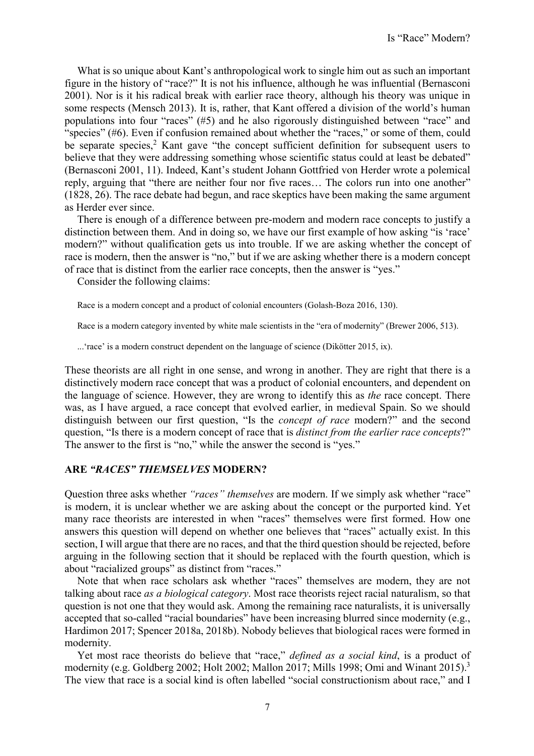What is so unique about Kant's anthropological work to single him out as such an important figure in the history of "race?" It is not his influence, although he was influential (Bernasconi 2001). Nor is it his radical break with earlier race theory, although his theory was unique in some respects (Mensch 2013). It is, rather, that Kant offered a division of the world's human populations into four "races" (#5) and he also rigorously distinguished between "race" and "species" (#6). Even if confusion remained about whether the "races," or some of them, could be separate species,[2] Kant gave "the concept sufficient definition for subsequent users to believe that they were addressing something whose scientific status could at least be debated" (Bernasconi 2001, 11). Indeed, Kant's student Johann Gottfried von Herder wrote a polemical reply, arguing that "there are neither four nor five races… The colors run into one another" (1828, 26). The race debate had begun, and race skeptics have been making the same argument as Herder ever since.

There is enough of a difference between pre-modern and modern race concepts to justify a distinction between them. And in doing so, we have our first example of how asking "is 'race' modern?" without qualification gets us into trouble. If we are asking whether the concept of race is modern, then the answer is "no," but if we are asking whether there is a modern concept of race that is distinct from the earlier race concepts, then the answer is "yes."

Consider the following claims:

> Race is a modern concept and a product of colonial encounters (Golash-Boza 2016, 130).
>
> Race is a modern category invented by white male scientists in the "era of modernity" (Brewer 2006, 513).
>
> ...'race' is a modern construct dependent on the language of science (Dikötter 2015, ix).

These theorists are all right in one sense, and wrong in another. They are right that there is a distinctively modern race concept that was a product of colonial encounters, and dependent on the language of science. However, they are wrong to identify this as *the* race concept. There was, as I have argued, a race concept that evolved earlier, in medieval Spain. So we should distinguish between our first question, "Is the *concept of race* modern?" and the second question, "Is there is a modern concept of race that is *distinct from the earlier race concepts*?" The answer to the first is "no," while the answer the second is "yes."

## ARE *"RACES" THEMSELVES* MODERN?

Question three asks whether *"races" themselves* are modern. If we simply ask whether "race" is modern, it is unclear whether we are asking about the concept or the purported kind. Yet many race theorists are interested in when "races" themselves were first formed. How one answers this question will depend on whether one believes that "races" actually exist. In this section, I will argue that there are no races, and that the third question should be rejected, before arguing in the following section that it should be replaced with the fourth question, which is about "racialized groups" as distinct from "races."

Note that when race scholars ask whether "races" themselves are modern, they are not talking about race *as a biological category*. Most race theorists reject racial naturalism, so that question is not one that they would ask. Among the remaining race naturalists, it is universally accepted that so-called "racial boundaries" have been increasing blurred since modernity (e.g., Hardimon 2017; Spencer 2018a, 2018b). Nobody believes that biological races were formed in modernity.

Yet most race theorists do believe that "race," *defined as a social kind*, is a product of modernity (e.g. Goldberg 2002; Holt 2002; Mallon 2017; Mills 1998; Omi and Winant 2015).[3] The view that race is a social kind is often labelled "social constructionism about race," and I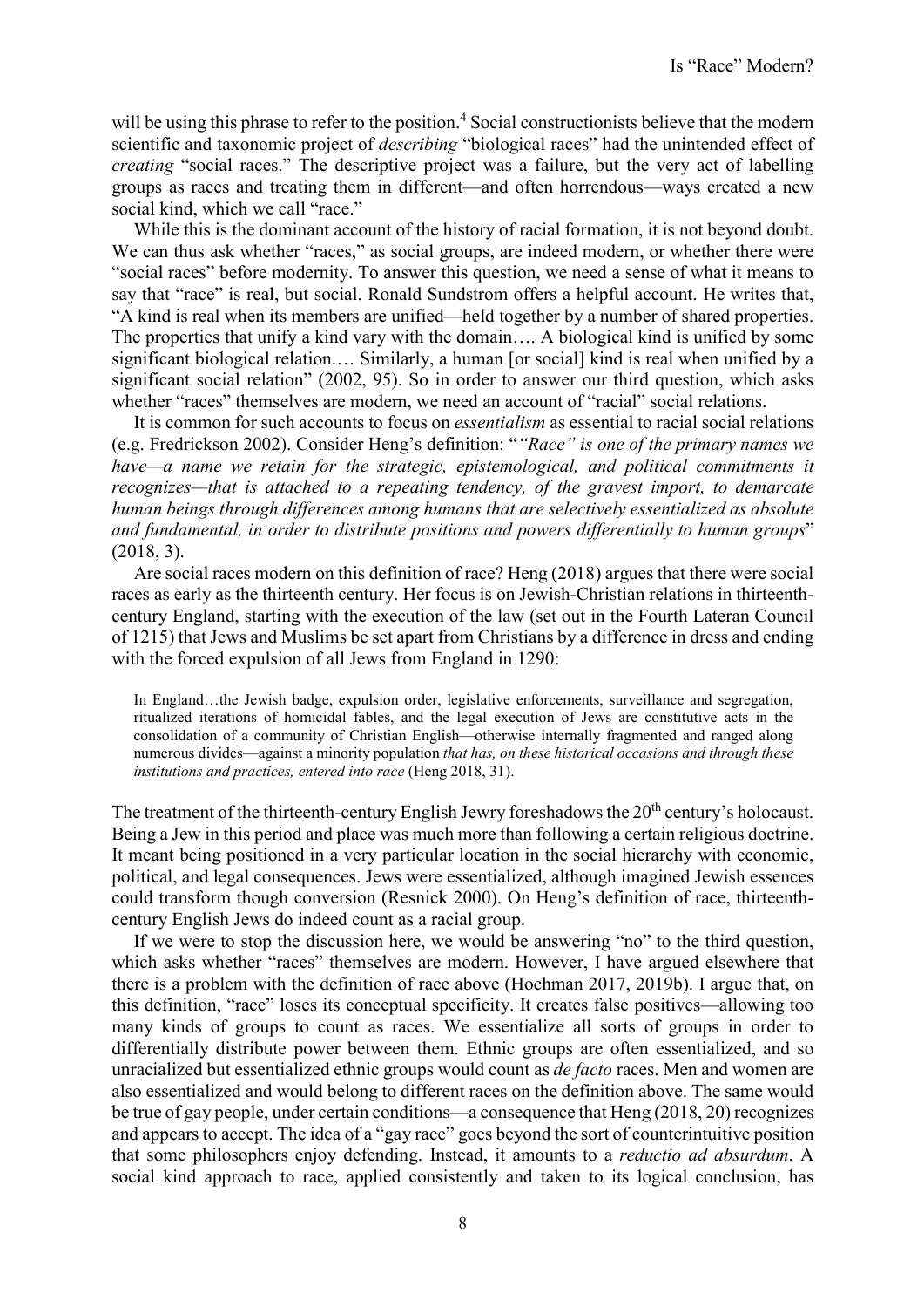will be using this phrase to refer to the position.[4] Social constructionists believe that the modern scientific and taxonomic project of *describing* "biological races" had the unintended effect of *creating* "social races." The descriptive project was a failure, but the very act of labelling groups as races and treating them in different—and often horrendous—ways created a new social kind, which we call "race."

While this is the dominant account of the history of racial formation, it is not beyond doubt. We can thus ask whether "races," as social groups, are indeed modern, or whether there were "social races" before modernity. To answer this question, we need a sense of what it means to say that "race" is real, but social. Ronald Sundstrom offers a helpful account. He writes that, "A kind is real when its members are unified—held together by a number of shared properties. The properties that unify a kind vary with the domain…. A biological kind is unified by some significant biological relation.… Similarly, a human [or social] kind is real when unified by a significant social relation" (2002, 95). So in order to answer our third question, which asks whether "races" themselves are modern, we need an account of "racial" social relations.

It is common for such accounts to focus on *essentialism* as essential to racial social relations (e.g. Fredrickson 2002). Consider Heng's definition: "*"Race" is one of the primary names we have—a name we retain for the strategic, epistemological, and political commitments it recognizes—that is attached to a repeating tendency, of the gravest import, to demarcate human beings through differences among humans that are selectively essentialized as absolute and fundamental, in order to distribute positions and powers differentially to human groups*" (2018, 3).

Are social races modern on this definition of race? Heng (2018) argues that there were social races as early as the thirteenth century. Her focus is on Jewish-Christian relations in thirteenth-century England, starting with the execution of the law (set out in the Fourth Lateran Council of 1215) that Jews and Muslims be set apart from Christians by a difference in dress and ending with the forced expulsion of all Jews from England in 1290:

> In England…the Jewish badge, expulsion order, legislative enforcements, surveillance and segregation, ritualized iterations of homicidal fables, and the legal execution of Jews are constitutive acts in the consolidation of a community of Christian English—otherwise internally fragmented and ranged along numerous divides—against a minority population *that has, on these historical occasions and through these institutions and practices, entered into race* (Heng 2018, 31).

The treatment of the thirteenth-century English Jewry foreshadows the 20th century's holocaust. Being a Jew in this period and place was much more than following a certain religious doctrine. It meant being positioned in a very particular location in the social hierarchy with economic, political, and legal consequences. Jews were essentialized, although imagined Jewish essences could transform though conversion (Resnick 2000). On Heng's definition of race, thirteenth-century English Jews do indeed count as a racial group.

If we were to stop the discussion here, we would be answering "no" to the third question, which asks whether "races" themselves are modern. However, I have argued elsewhere that there is a problem with the definition of race above (Hochman 2017, 2019b). I argue that, on this definition, "race" loses its conceptual specificity. It creates false positives—allowing too many kinds of groups to count as races. We essentialize all sorts of groups in order to differentially distribute power between them. Ethnic groups are often essentialized, and so unracialized but essentialized ethnic groups would count as *de facto* races. Men and women are also essentialized and would belong to different races on the definition above. The same would be true of gay people, under certain conditions—a consequence that Heng (2018, 20) recognizes and appears to accept. The idea of a "gay race" goes beyond the sort of counterintuitive position that some philosophers enjoy defending. Instead, it amounts to a *reductio ad absurdum*. A social kind approach to race, applied consistently and taken to its logical conclusion, has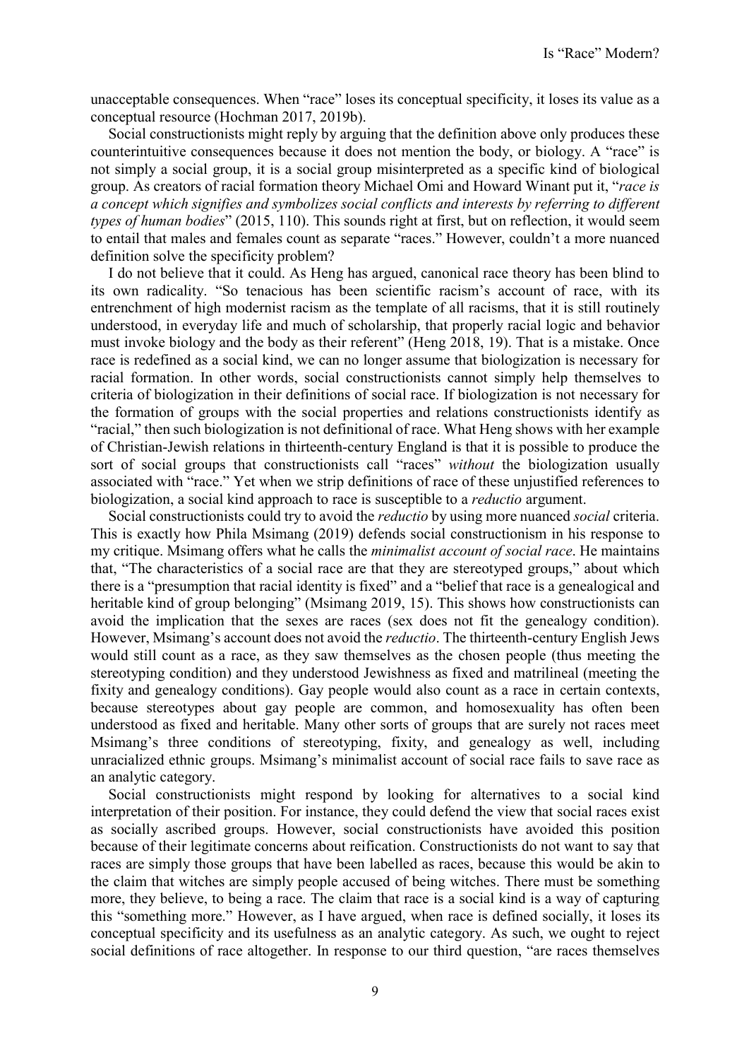unacceptable consequences. When "race" loses its conceptual specificity, it loses its value as a conceptual resource (Hochman 2017, 2019b).

Social constructionists might reply by arguing that the definition above only produces these counterintuitive consequences because it does not mention the body, or biology. A "race" is not simply a social group, it is a social group misinterpreted as a specific kind of biological group. As creators of racial formation theory Michael Omi and Howard Winant put it, "*race is a concept which signifies and symbolizes social conflicts and interests by referring to different types of human bodies*" (2015, 110). This sounds right at first, but on reflection, it would seem to entail that males and females count as separate "races." However, couldn't a more nuanced definition solve the specificity problem?

I do not believe that it could. As Heng has argued, canonical race theory has been blind to its own radicality. "So tenacious has been scientific racism's account of race, with its entrenchment of high modernist racism as the template of all racisms, that it is still routinely understood, in everyday life and much of scholarship, that properly racial logic and behavior must invoke biology and the body as their referent" (Heng 2018, 19). That is a mistake. Once race is redefined as a social kind, we can no longer assume that biologization is necessary for racial formation. In other words, social constructionists cannot simply help themselves to criteria of biologization in their definitions of social race. If biologization is not necessary for the formation of groups with the social properties and relations constructionists identify as "racial," then such biologization is not definitional of race. What Heng shows with her example of Christian-Jewish relations in thirteenth-century England is that it is possible to produce the sort of social groups that constructionists call "races" *without* the biologization usually associated with "race." Yet when we strip definitions of race of these unjustified references to biologization, a social kind approach to race is susceptible to a *reductio* argument.

Social constructionists could try to avoid the *reductio* by using more nuanced *social* criteria. This is exactly how Phila Msimang (2019) defends social constructionism in his response to my critique. Msimang offers what he calls the *minimalist account of social race*. He maintains that, "The characteristics of a social race are that they are stereotyped groups," about which there is a "presumption that racial identity is fixed" and a "belief that race is a genealogical and heritable kind of group belonging" (Msimang 2019, 15). This shows how constructionists can avoid the implication that the sexes are races (sex does not fit the genealogy condition). However, Msimang's account does not avoid the *reductio*. The thirteenth-century English Jews would still count as a race, as they saw themselves as the chosen people (thus meeting the stereotyping condition) and they understood Jewishness as fixed and matrilineal (meeting the fixity and genealogy conditions). Gay people would also count as a race in certain contexts, because stereotypes about gay people are common, and homosexuality has often been understood as fixed and heritable. Many other sorts of groups that are surely not races meet Msimang's three conditions of stereotyping, fixity, and genealogy as well, including unracialized ethnic groups. Msimang's minimalist account of social race fails to save race as an analytic category.

Social constructionists might respond by looking for alternatives to a social kind interpretation of their position. For instance, they could defend the view that social races exist as socially ascribed groups. However, social constructionists have avoided this position because of their legitimate concerns about reification. Constructionists do not want to say that races are simply those groups that have been labelled as races, because this would be akin to the claim that witches are simply people accused of being witches. There must be something more, they believe, to being a race. The claim that race is a social kind is a way of capturing this "something more." However, as I have argued, when race is defined socially, it loses its conceptual specificity and its usefulness as an analytic category. As such, we ought to reject social definitions of race altogether. In response to our third question, "are races themselves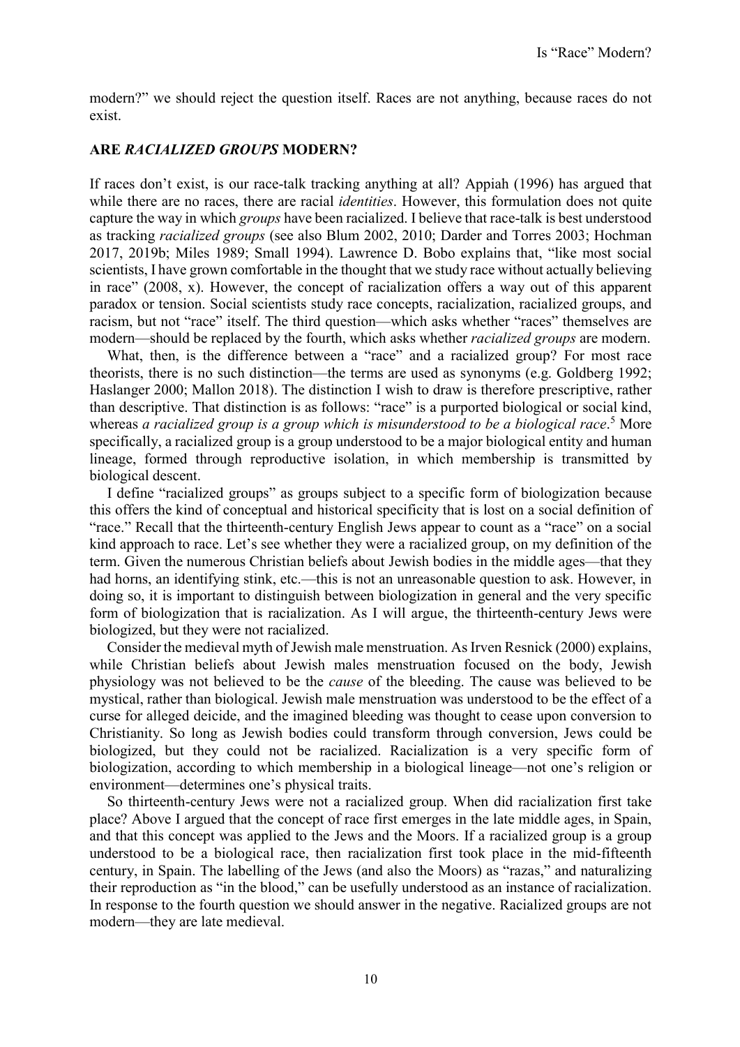modern?" we should reject the question itself. Races are not anything, because races do not exist.

## ARE *RACIALIZED GROUPS* MODERN?

If races don't exist, is our race-talk tracking anything at all? Appiah (1996) has argued that while there are no races, there are racial *identities*. However, this formulation does not quite capture the way in which *groups* have been racialized. I believe that race-talk is best understood as tracking *racialized groups* (see also Blum 2002, 2010; Darder and Torres 2003; Hochman 2017, 2019b; Miles 1989; Small 1994). Lawrence D. Bobo explains that, "like most social scientists, I have grown comfortable in the thought that we study race without actually believing in race" (2008, x). However, the concept of racialization offers a way out of this apparent paradox or tension. Social scientists study race concepts, racialization, racialized groups, and racism, but not "race" itself. The third question—which asks whether "races" themselves are modern—should be replaced by the fourth, which asks whether *racialized groups* are modern.

What, then, is the difference between a "race" and a racialized group? For most race theorists, there is no such distinction—the terms are used as synonyms (e.g. Goldberg 1992; Haslanger 2000; Mallon 2018). The distinction I wish to draw is therefore prescriptive, rather than descriptive. That distinction is as follows: "race" is a purported biological or social kind, whereas *a racialized group is a group which is misunderstood to be a biological race*.[5] More specifically, a racialized group is a group understood to be a major biological entity and human lineage, formed through reproductive isolation, in which membership is transmitted by biological descent.

I define "racialized groups" as groups subject to a specific form of biologization because this offers the kind of conceptual and historical specificity that is lost on a social definition of "race." Recall that the thirteenth-century English Jews appear to count as a "race" on a social kind approach to race. Let's see whether they were a racialized group, on my definition of the term. Given the numerous Christian beliefs about Jewish bodies in the middle ages—that they had horns, an identifying stink, etc.—this is not an unreasonable question to ask. However, in doing so, it is important to distinguish between biologization in general and the very specific form of biologization that is racialization. As I will argue, the thirteenth-century Jews were biologized, but they were not racialized.

Consider the medieval myth of Jewish male menstruation. As Irven Resnick (2000) explains, while Christian beliefs about Jewish males menstruation focused on the body, Jewish physiology was not believed to be the *cause* of the bleeding. The cause was believed to be mystical, rather than biological. Jewish male menstruation was understood to be the effect of a curse for alleged deicide, and the imagined bleeding was thought to cease upon conversion to Christianity. So long as Jewish bodies could transform through conversion, Jews could be biologized, but they could not be racialized. Racialization is a very specific form of biologization, according to which membership in a biological lineage—not one's religion or environment—determines one's physical traits.

So thirteenth-century Jews were not a racialized group. When did racialization first take place? Above I argued that the concept of race first emerges in the late middle ages, in Spain, and that this concept was applied to the Jews and the Moors. If a racialized group is a group understood to be a biological race, then racialization first took place in the mid-fifteenth century, in Spain. The labelling of the Jews (and also the Moors) as "razas," and naturalizing their reproduction as "in the blood," can be usefully understood as an instance of racialization. In response to the fourth question we should answer in the negative. Racialized groups are not modern—they are late medieval.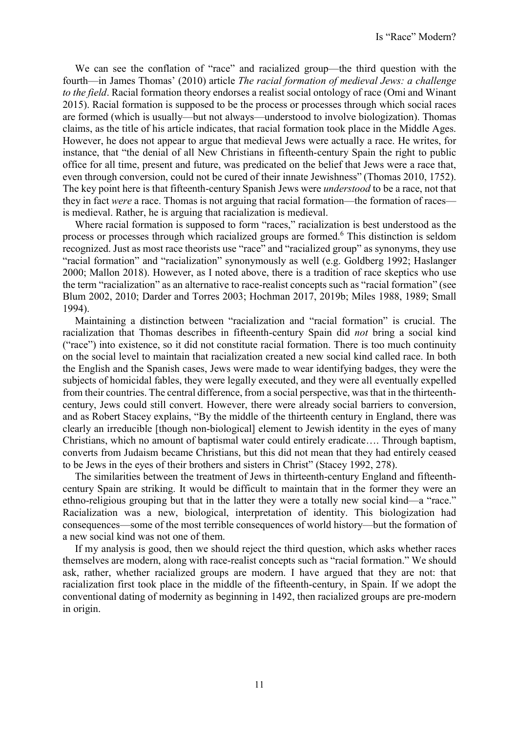We can see the conflation of "race" and racialized group—the third question with the fourth—in James Thomas' (2010) article *The racial formation of medieval Jews: a challenge to the field*. Racial formation theory endorses a realist social ontology of race (Omi and Winant 2015). Racial formation is supposed to be the process or processes through which social races are formed (which is usually—but not always—understood to involve biologization). Thomas claims, as the title of his article indicates, that racial formation took place in the Middle Ages. However, he does not appear to argue that medieval Jews were actually a race. He writes, for instance, that "the denial of all New Christians in fifteenth-century Spain the right to public office for all time, present and future, was predicated on the belief that Jews were a race that, even through conversion, could not be cured of their innate Jewishness" (Thomas 2010, 1752). The key point here is that fifteenth-century Spanish Jews were *understood* to be a race, not that they in fact *were* a race. Thomas is not arguing that racial formation—the formation of races—is medieval. Rather, he is arguing that racialization is medieval.

Where racial formation is supposed to form "races," racialization is best understood as the process or processes through which racialized groups are formed.[6] This distinction is seldom recognized. Just as most race theorists use "race" and "racialized group" as synonyms, they use "racial formation" and "racialization" synonymously as well (e.g. Goldberg 1992; Haslanger 2000; Mallon 2018). However, as I noted above, there is a tradition of race skeptics who use the term "racialization" as an alternative to race-realist concepts such as "racial formation" (see Blum 2002, 2010; Darder and Torres 2003; Hochman 2017, 2019b; Miles 1988, 1989; Small 1994).

Maintaining a distinction between "racialization and "racial formation" is crucial. The racialization that Thomas describes in fifteenth-century Spain did *not* bring a social kind ("race") into existence, so it did not constitute racial formation. There is too much continuity on the social level to maintain that racialization created a new social kind called race. In both the English and the Spanish cases, Jews were made to wear identifying badges, they were the subjects of homicidal fables, they were legally executed, and they were all eventually expelled from their countries. The central difference, from a social perspective, was that in the thirteenth-century, Jews could still convert. However, there were already social barriers to conversion, and as Robert Stacey explains, "By the middle of the thirteenth century in England, there was clearly an irreducible [though non-biological] element to Jewish identity in the eyes of many Christians, which no amount of baptismal water could entirely eradicate…. Through baptism, converts from Judaism became Christians, but this did not mean that they had entirely ceased to be Jews in the eyes of their brothers and sisters in Christ" (Stacey 1992, 278).

The similarities between the treatment of Jews in thirteenth-century England and fifteenth-century Spain are striking. It would be difficult to maintain that in the former they were an ethno-religious grouping but that in the latter they were a totally new social kind—a "race." Racialization was a new, biological, interpretation of identity. This biologization had consequences—some of the most terrible consequences of world history—but the formation of a new social kind was not one of them.

If my analysis is good, then we should reject the third question, which asks whether races themselves are modern, along with race-realist concepts such as "racial formation." We should ask, rather, whether racialized groups are modern. I have argued that they are not: that racialization first took place in the middle of the fifteenth-century, in Spain. If we adopt the conventional dating of modernity as beginning in 1492, then racialized groups are pre-modern in origin.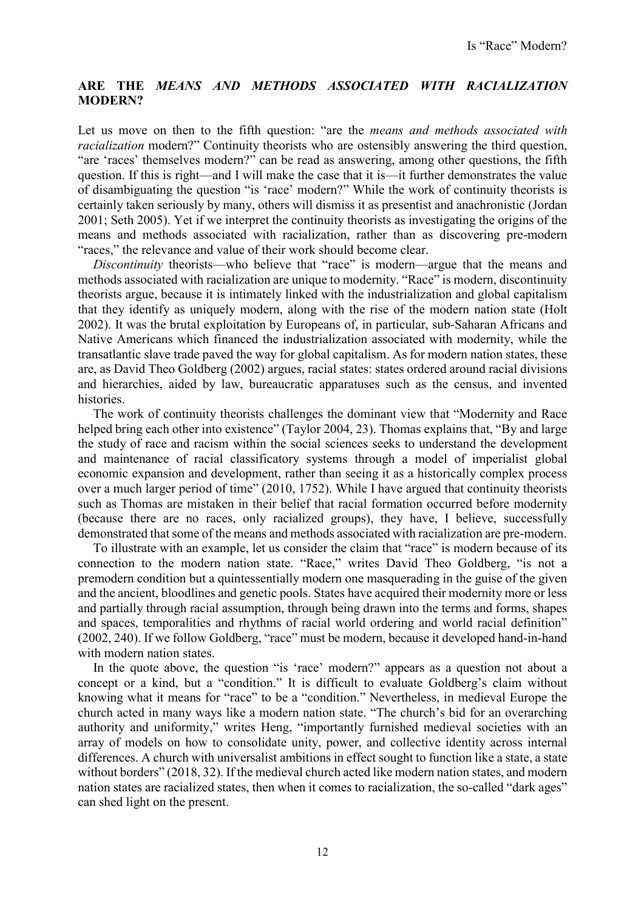## ARE THE *MEANS AND METHODS ASSOCIATED WITH RACIALIZATION* MODERN?

Let us move on then to the fifth question: "are the *means and methods associated with racialization* modern?" Continuity theorists who are ostensibly answering the third question, "are 'races' themselves modern?" can be read as answering, among other questions, the fifth question. If this is right—and I will make the case that it is—it further demonstrates the value of disambiguating the question "is 'race' modern?" While the work of continuity theorists is certainly taken seriously by many, others will dismiss it as presentist and anachronistic (Jordan 2001; Seth 2005). Yet if we interpret the continuity theorists as investigating the origins of the means and methods associated with racialization, rather than as discovering pre-modern "races," the relevance and value of their work should become clear.

*Discontinuity* theorists—who believe that "race" is modern—argue that the means and methods associated with racialization are unique to modernity. "Race" is modern, discontinuity theorists argue, because it is intimately linked with the industrialization and global capitalism that they identify as uniquely modern, along with the rise of the modern nation state (Holt 2002). It was the brutal exploitation by Europeans of, in particular, sub-Saharan Africans and Native Americans which financed the industrialization associated with modernity, while the transatlantic slave trade paved the way for global capitalism. As for modern nation states, these are, as David Theo Goldberg (2002) argues, racial states: states ordered around racial divisions and hierarchies, aided by law, bureaucratic apparatuses such as the census, and invented histories.

The work of continuity theorists challenges the dominant view that "Modernity and Race helped bring each other into existence" (Taylor 2004, 23). Thomas explains that, "By and large the study of race and racism within the social sciences seeks to understand the development and maintenance of racial classificatory systems through a model of imperialist global economic expansion and development, rather than seeing it as a historically complex process over a much larger period of time" (2010, 1752). While I have argued that continuity theorists such as Thomas are mistaken in their belief that racial formation occurred before modernity (because there are no races, only racialized groups), they have, I believe, successfully demonstrated that some of the means and methods associated with racialization are pre-modern.

To illustrate with an example, let us consider the claim that "race" is modern because of its connection to the modern nation state. "Race," writes David Theo Goldberg, "is not a premodern condition but a quintessentially modern one masquerading in the guise of the given and the ancient, bloodlines and genetic pools. States have acquired their modernity more or less and partially through racial assumption, through being drawn into the terms and forms, shapes and spaces, temporalities and rhythms of racial world ordering and world racial definition" (2002, 240). If we follow Goldberg, "race" must be modern, because it developed hand-in-hand with modern nation states.

In the quote above, the question "is 'race' modern?" appears as a question not about a concept or a kind, but a "condition." It is difficult to evaluate Goldberg's claim without knowing what it means for "race" to be a "condition." Nevertheless, in medieval Europe the church acted in many ways like a modern nation state. "The church's bid for an overarching authority and uniformity," writes Heng, "importantly furnished medieval societies with an array of models on how to consolidate unity, power, and collective identity across internal differences. A church with universalist ambitions in effect sought to function like a state, a state without borders" (2018, 32). If the medieval church acted like modern nation states, and modern nation states are racialized states, then when it comes to racialization, the so-called "dark ages" can shed light on the present.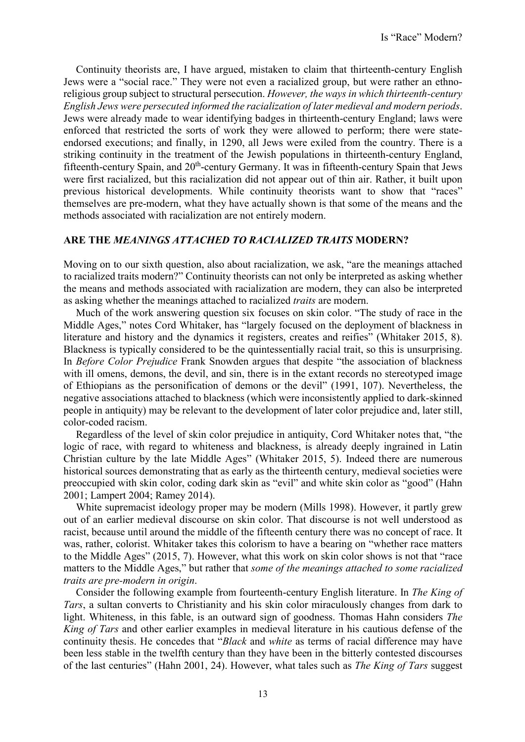Continuity theorists are, I have argued, mistaken to claim that thirteenth-century English Jews were a "social race." They were not even a racialized group, but were rather an ethno-religious group subject to structural persecution. *However, the ways in which thirteenth-century English Jews were persecuted informed the racialization of later medieval and modern periods*. Jews were already made to wear identifying badges in thirteenth-century England; laws were enforced that restricted the sorts of work they were allowed to perform; there were state-endorsed executions; and finally, in 1290, all Jews were exiled from the country. There is a striking continuity in the treatment of the Jewish populations in thirteenth-century England, fifteenth-century Spain, and 20th-century Germany. It was in fifteenth-century Spain that Jews were first racialized, but this racialization did not appear out of thin air. Rather, it built upon previous historical developments. While continuity theorists want to show that "races" themselves are pre-modern, what they have actually shown is that some of the means and the methods associated with racialization are not entirely modern.

## ARE THE *MEANINGS ATTACHED TO RACIALIZED TRAITS* MODERN?

Moving on to our sixth question, also about racialization, we ask, "are the meanings attached to racialized traits modern?" Continuity theorists can not only be interpreted as asking whether the means and methods associated with racialization are modern, they can also be interpreted as asking whether the meanings attached to racialized *traits* are modern.

Much of the work answering question six focuses on skin color. "The study of race in the Middle Ages," notes Cord Whitaker, has "largely focused on the deployment of blackness in literature and history and the dynamics it registers, creates and reifies" (Whitaker 2015, 8). Blackness is typically considered to be the quintessentially racial trait, so this is unsurprising. In *Before Color Prejudice* Frank Snowden argues that despite "the association of blackness with ill omens, demons, the devil, and sin, there is in the extant records no stereotyped image of Ethiopians as the personification of demons or the devil" (1991, 107). Nevertheless, the negative associations attached to blackness (which were inconsistently applied to dark-skinned people in antiquity) may be relevant to the development of later color prejudice and, later still, color-coded racism.

Regardless of the level of skin color prejudice in antiquity, Cord Whitaker notes that, "the logic of race, with regard to whiteness and blackness, is already deeply ingrained in Latin Christian culture by the late Middle Ages" (Whitaker 2015, 5). Indeed there are numerous historical sources demonstrating that as early as the thirteenth century, medieval societies were preoccupied with skin color, coding dark skin as "evil" and white skin color as "good" (Hahn 2001; Lampert 2004; Ramey 2014).

White supremacist ideology proper may be modern (Mills 1998). However, it partly grew out of an earlier medieval discourse on skin color. That discourse is not well understood as racist, because until around the middle of the fifteenth century there was no concept of race. It was, rather, colorist. Whitaker takes this colorism to have a bearing on "whether race matters to the Middle Ages" (2015, 7). However, what this work on skin color shows is not that "race matters to the Middle Ages," but rather that *some of the meanings attached to some racialized traits are pre-modern in origin*.

Consider the following example from fourteenth-century English literature. In *The King of Tars*, a sultan converts to Christianity and his skin color miraculously changes from dark to light. Whiteness, in this fable, is an outward sign of goodness. Thomas Hahn considers *The King of Tars* and other earlier examples in medieval literature in his cautious defense of the continuity thesis. He concedes that "*Black* and *white* as terms of racial difference may have been less stable in the twelfth century than they have been in the bitterly contested discourses of the last centuries" (Hahn 2001, 24). However, what tales such as *The King of Tars* suggest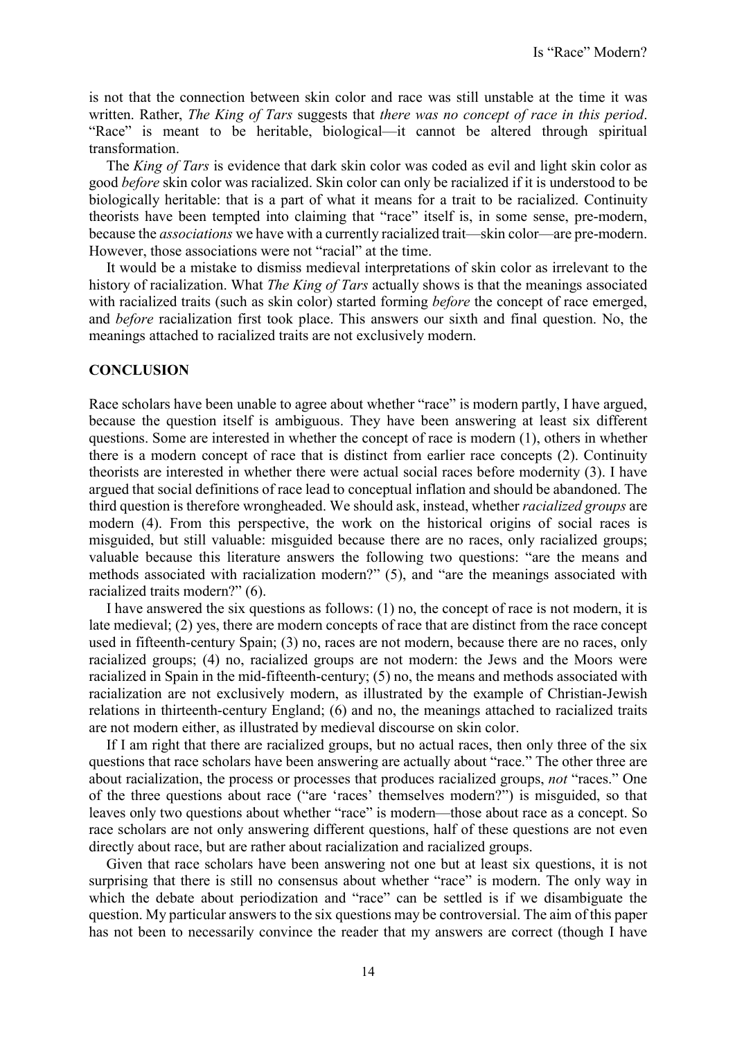is not that the connection between skin color and race was still unstable at the time it was written. Rather, *The King of Tars* suggests that *there was no concept of race in this period*. "Race" is meant to be heritable, biological—it cannot be altered through spiritual transformation.

The *King of Tars* is evidence that dark skin color was coded as evil and light skin color as good *before* skin color was racialized. Skin color can only be racialized if it is understood to be biologically heritable: that is a part of what it means for a trait to be racialized. Continuity theorists have been tempted into claiming that "race" itself is, in some sense, pre-modern, because the *associations* we have with a currently racialized trait—skin color—are pre-modern. However, those associations were not "racial" at the time.

It would be a mistake to dismiss medieval interpretations of skin color as irrelevant to the history of racialization. What *The King of Tars* actually shows is that the meanings associated with racialized traits (such as skin color) started forming *before* the concept of race emerged, and *before* racialization first took place. This answers our sixth and final question. No, the meanings attached to racialized traits are not exclusively modern.

## CONCLUSION

Race scholars have been unable to agree about whether "race" is modern partly, I have argued, because the question itself is ambiguous. They have been answering at least six different questions. Some are interested in whether the concept of race is modern (1), others in whether there is a modern concept of race that is distinct from earlier race concepts (2). Continuity theorists are interested in whether there were actual social races before modernity (3). I have argued that social definitions of race lead to conceptual inflation and should be abandoned. The third question is therefore wrongheaded. We should ask, instead, whether *racialized groups* are modern (4). From this perspective, the work on the historical origins of social races is misguided, but still valuable: misguided because there are no races, only racialized groups; valuable because this literature answers the following two questions: "are the means and methods associated with racialization modern?" (5), and "are the meanings associated with racialized traits modern?" (6).

I have answered the six questions as follows: (1) no, the concept of race is not modern, it is late medieval; (2) yes, there are modern concepts of race that are distinct from the race concept used in fifteenth-century Spain; (3) no, races are not modern, because there are no races, only racialized groups; (4) no, racialized groups are not modern: the Jews and the Moors were racialized in Spain in the mid-fifteenth-century; (5) no, the means and methods associated with racialization are not exclusively modern, as illustrated by the example of Christian-Jewish relations in thirteenth-century England; (6) and no, the meanings attached to racialized traits are not modern either, as illustrated by medieval discourse on skin color.

If I am right that there are racialized groups, but no actual races, then only three of the six questions that race scholars have been answering are actually about "race." The other three are about racialization, the process or processes that produces racialized groups, *not* "races." One of the three questions about race ("are 'races' themselves modern?") is misguided, so that leaves only two questions about whether "race" is modern—those about race as a concept. So race scholars are not only answering different questions, half of these questions are not even directly about race, but are rather about racialization and racialized groups.

Given that race scholars have been answering not one but at least six questions, it is not surprising that there is still no consensus about whether "race" is modern. The only way in which the debate about periodization and "race" can be settled is if we disambiguate the question. My particular answers to the six questions may be controversial. The aim of this paper has not been to necessarily convince the reader that my answers are correct (though I have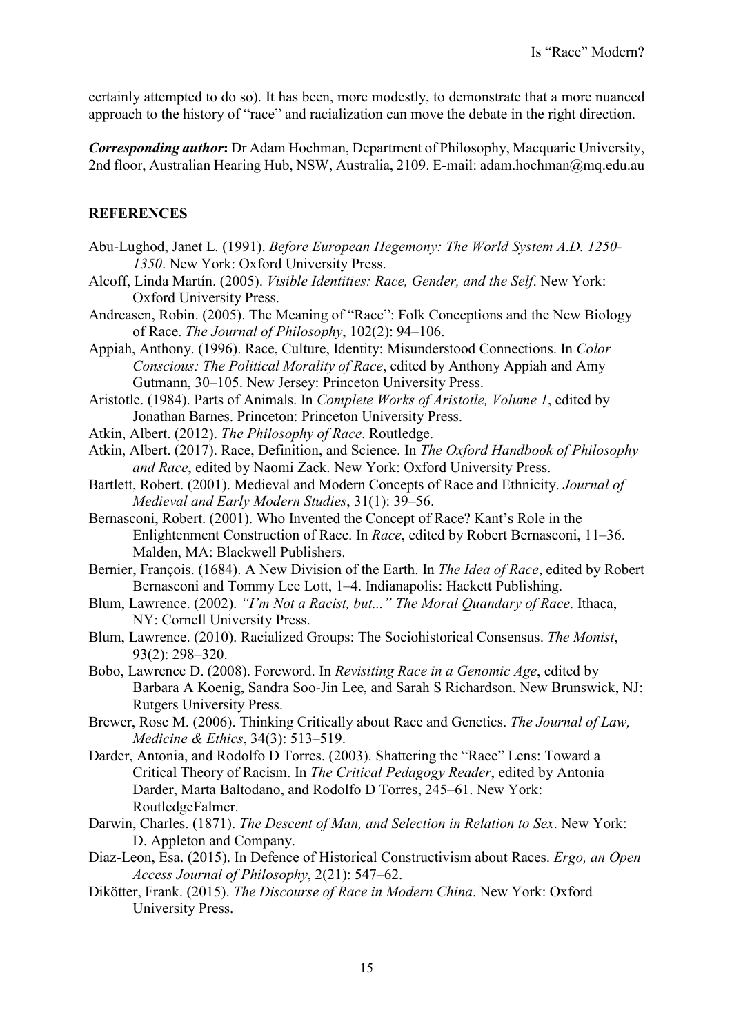certainly attempted to do so). It has been, more modestly, to demonstrate that a more nuanced approach to the history of "race" and racialization can move the debate in the right direction.

***Corresponding author*:** Dr Adam Hochman, Department of Philosophy, Macquarie University, 2nd floor, Australian Hearing Hub, NSW, Australia, 2109. E-mail: adam.hochman@mq.edu.au

## REFERENCES

Abu-Lughod, Janet L. (1991). *Before European Hegemony: The World System A.D. 1250-1350*. New York: Oxford University Press.

Alcoff, Linda Martín. (2005). *Visible Identities: Race, Gender, and the Self*. New York: Oxford University Press.

Andreasen, Robin. (2005). The Meaning of "Race": Folk Conceptions and the New Biology of Race. *The Journal of Philosophy*, 102(2): 94–106.

Appiah, Anthony. (1996). Race, Culture, Identity: Misunderstood Connections. In *Color Conscious: The Political Morality of Race*, edited by Anthony Appiah and Amy Gutmann, 30–105. New Jersey: Princeton University Press.

Aristotle. (1984). Parts of Animals. In *Complete Works of Aristotle, Volume 1*, edited by Jonathan Barnes. Princeton: Princeton University Press.

Atkin, Albert. (2012). *The Philosophy of Race*. Routledge.

Atkin, Albert. (2017). Race, Definition, and Science. In *The Oxford Handbook of Philosophy and Race*, edited by Naomi Zack. New York: Oxford University Press.

Bartlett, Robert. (2001). Medieval and Modern Concepts of Race and Ethnicity. *Journal of Medieval and Early Modern Studies*, 31(1): 39–56.

Bernasconi, Robert. (2001). Who Invented the Concept of Race? Kant's Role in the Enlightenment Construction of Race. In *Race*, edited by Robert Bernasconi, 11–36. Malden, MA: Blackwell Publishers.

Bernier, François. (1684). A New Division of the Earth. In *The Idea of Race*, edited by Robert Bernasconi and Tommy Lee Lott, 1–4. Indianapolis: Hackett Publishing.

Blum, Lawrence. (2002). *"I'm Not a Racist, but..." The Moral Quandary of Race*. Ithaca, NY: Cornell University Press.

Blum, Lawrence. (2010). Racialized Groups: The Sociohistorical Consensus. *The Monist*, 93(2): 298–320.

Bobo, Lawrence D. (2008). Foreword. In *Revisiting Race in a Genomic Age*, edited by Barbara A Koenig, Sandra Soo-Jin Lee, and Sarah S Richardson. New Brunswick, NJ: Rutgers University Press.

Brewer, Rose M. (2006). Thinking Critically about Race and Genetics. *The Journal of Law, Medicine & Ethics*, 34(3): 513–519.

Darder, Antonia, and Rodolfo D Torres. (2003). Shattering the "Race" Lens: Toward a Critical Theory of Racism. In *The Critical Pedagogy Reader*, edited by Antonia Darder, Marta Baltodano, and Rodolfo D Torres, 245–61. New York: RoutledgeFalmer.

Darwin, Charles. (1871). *The Descent of Man, and Selection in Relation to Sex*. New York: D. Appleton and Company.

Diaz-Leon, Esa. (2015). In Defence of Historical Constructivism about Races. *Ergo, an Open Access Journal of Philosophy*, 2(21): 547–62.

Dikötter, Frank. (2015). *The Discourse of Race in Modern China*. New York: Oxford University Press.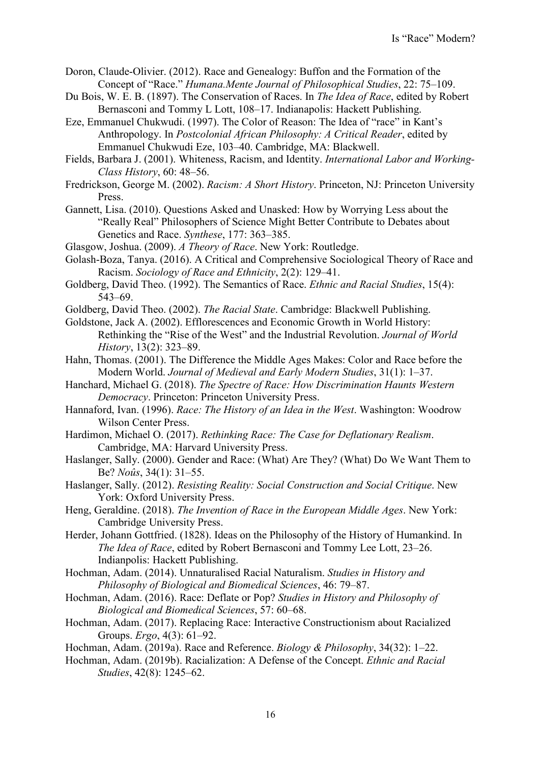Doron, Claude-Olivier. (2012). Race and Genealogy: Buffon and the Formation of the Concept of "Race." *Humana.Mente Journal of Philosophical Studies*, 22: 75–109.

Du Bois, W. E. B. (1897). The Conservation of Races. In *The Idea of Race*, edited by Robert Bernasconi and Tommy L Lott, 108–17. Indianapolis: Hackett Publishing.

Eze, Emmanuel Chukwudi. (1997). The Color of Reason: The Idea of "race" in Kant's Anthropology. In *Postcolonial African Philosophy: A Critical Reader*, edited by Emmanuel Chukwudi Eze, 103–40. Cambridge, MA: Blackwell.

Fields, Barbara J. (2001). Whiteness, Racism, and Identity. *International Labor and Working-Class History*, 60: 48–56.

Fredrickson, George M. (2002). *Racism: A Short History*. Princeton, NJ: Princeton University Press.

Gannett, Lisa. (2010). Questions Asked and Unasked: How by Worrying Less about the "Really Real" Philosophers of Science Might Better Contribute to Debates about Genetics and Race. *Synthese*, 177: 363–385.

Glasgow, Joshua. (2009). *A Theory of Race*. New York: Routledge.

Golash-Boza, Tanya. (2016). A Critical and Comprehensive Sociological Theory of Race and Racism. *Sociology of Race and Ethnicity*, 2(2): 129–41.

Goldberg, David Theo. (1992). The Semantics of Race. *Ethnic and Racial Studies*, 15(4): 543–69.

Goldberg, David Theo. (2002). *The Racial State*. Cambridge: Blackwell Publishing.

Goldstone, Jack A. (2002). Efflorescences and Economic Growth in World History: Rethinking the "Rise of the West" and the Industrial Revolution. *Journal of World History*, 13(2): 323–89.

Hahn, Thomas. (2001). The Difference the Middle Ages Makes: Color and Race before the Modern World. *Journal of Medieval and Early Modern Studies*, 31(1): 1–37.

Hanchard, Michael G. (2018). *The Spectre of Race: How Discrimination Haunts Western Democracy*. Princeton: Princeton University Press.

Hannaford, Ivan. (1996). *Race: The History of an Idea in the West*. Washington: Woodrow Wilson Center Press.

Hardimon, Michael O. (2017). *Rethinking Race: The Case for Deflationary Realism*. Cambridge, MA: Harvard University Press.

Haslanger, Sally. (2000). Gender and Race: (What) Are They? (What) Do We Want Them to Be? *Noûs*, 34(1): 31–55.

Haslanger, Sally. (2012). *Resisting Reality: Social Construction and Social Critique*. New York: Oxford University Press.

Heng, Geraldine. (2018). *The Invention of Race in the European Middle Ages*. New York: Cambridge University Press.

Herder, Johann Gottfried. (1828). Ideas on the Philosophy of the History of Humankind. In *The Idea of Race*, edited by Robert Bernasconi and Tommy Lee Lott, 23–26. Indianpolis: Hackett Publishing.

Hochman, Adam. (2014). Unnaturalised Racial Naturalism. *Studies in History and Philosophy of Biological and Biomedical Sciences*, 46: 79–87.

Hochman, Adam. (2016). Race: Deflate or Pop? *Studies in History and Philosophy of Biological and Biomedical Sciences*, 57: 60–68.

Hochman, Adam. (2017). Replacing Race: Interactive Constructionism about Racialized Groups. *Ergo*, 4(3): 61–92.

Hochman, Adam. (2019a). Race and Reference. *Biology & Philosophy*, 34(32): 1–22.

Hochman, Adam. (2019b). Racialization: A Defense of the Concept. *Ethnic and Racial Studies*, 42(8): 1245–62.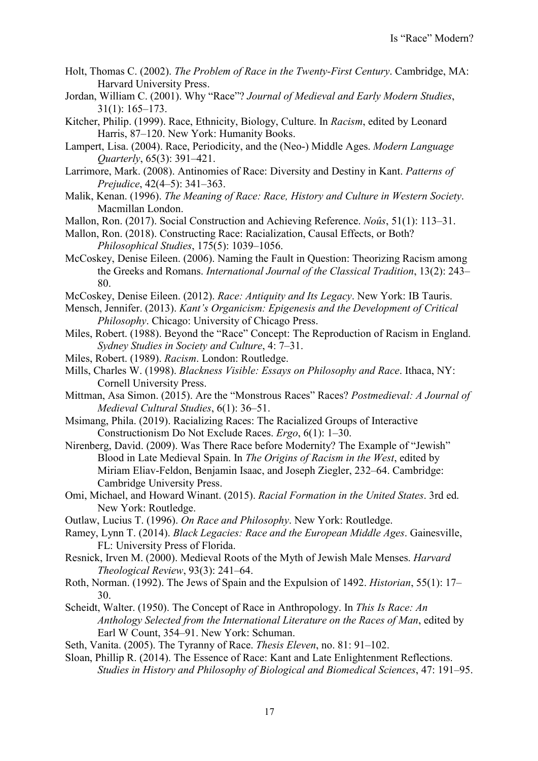Holt, Thomas C. (2002). *The Problem of Race in the Twenty-First Century*. Cambridge, MA: Harvard University Press.

Jordan, William C. (2001). Why "Race"? *Journal of Medieval and Early Modern Studies*, 31(1): 165–173.

Kitcher, Philip. (1999). Race, Ethnicity, Biology, Culture. In *Racism*, edited by Leonard Harris, 87–120. New York: Humanity Books.

Lampert, Lisa. (2004). Race, Periodicity, and the (Neo-) Middle Ages. *Modern Language Quarterly*, 65(3): 391–421.

Larrimore, Mark. (2008). Antinomies of Race: Diversity and Destiny in Kant. *Patterns of Prejudice*, 42(4–5): 341–363.

Malik, Kenan. (1996). *The Meaning of Race: Race, History and Culture in Western Society*. Macmillan London.

Mallon, Ron. (2017). Social Construction and Achieving Reference. *Noûs*, 51(1): 113–31.

Mallon, Ron. (2018). Constructing Race: Racialization, Causal Effects, or Both? *Philosophical Studies*, 175(5): 1039–1056.

McCoskey, Denise Eileen. (2006). Naming the Fault in Question: Theorizing Racism among the Greeks and Romans. *International Journal of the Classical Tradition*, 13(2): 243–80.

McCoskey, Denise Eileen. (2012). *Race: Antiquity and Its Legacy*. New York: IB Tauris.

Mensch, Jennifer. (2013). *Kant's Organicism: Epigenesis and the Development of Critical Philosophy*. Chicago: University of Chicago Press.

Miles, Robert. (1988). Beyond the "Race" Concept: The Reproduction of Racism in England. *Sydney Studies in Society and Culture*, 4: 7–31.

Miles, Robert. (1989). *Racism*. London: Routledge.

Mills, Charles W. (1998). *Blackness Visible: Essays on Philosophy and Race*. Ithaca, NY: Cornell University Press.

Mittman, Asa Simon. (2015). Are the "Monstrous Races" Races? *Postmedieval: A Journal of Medieval Cultural Studies*, 6(1): 36–51.

Msimang, Phila. (2019). Racializing Races: The Racialized Groups of Interactive Constructionism Do Not Exclude Races. *Ergo*, 6(1): 1–30.

Nirenberg, David. (2009). Was There Race before Modernity? The Example of "Jewish" Blood in Late Medieval Spain. In *The Origins of Racism in the West*, edited by Miriam Eliav-Feldon, Benjamin Isaac, and Joseph Ziegler, 232–64. Cambridge: Cambridge University Press.

Omi, Michael, and Howard Winant. (2015). *Racial Formation in the United States*. 3rd ed. New York: Routledge.

Outlaw, Lucius T. (1996). *On Race and Philosophy*. New York: Routledge.

Ramey, Lynn T. (2014). *Black Legacies: Race and the European Middle Ages*. Gainesville, FL: University Press of Florida.

Resnick, Irven M. (2000). Medieval Roots of the Myth of Jewish Male Menses. *Harvard Theological Review*, 93(3): 241–64.

Roth, Norman. (1992). The Jews of Spain and the Expulsion of 1492. *Historian*, 55(1): 17–30.

Scheidt, Walter. (1950). The Concept of Race in Anthropology. In *This Is Race: An Anthology Selected from the International Literature on the Races of Man*, edited by Earl W Count, 354–91. New York: Schuman.

Seth, Vanita. (2005). The Tyranny of Race. *Thesis Eleven*, no. 81: 91–102.

Sloan, Phillip R. (2014). The Essence of Race: Kant and Late Enlightenment Reflections. *Studies in History and Philosophy of Biological and Biomedical Sciences*, 47: 191–95.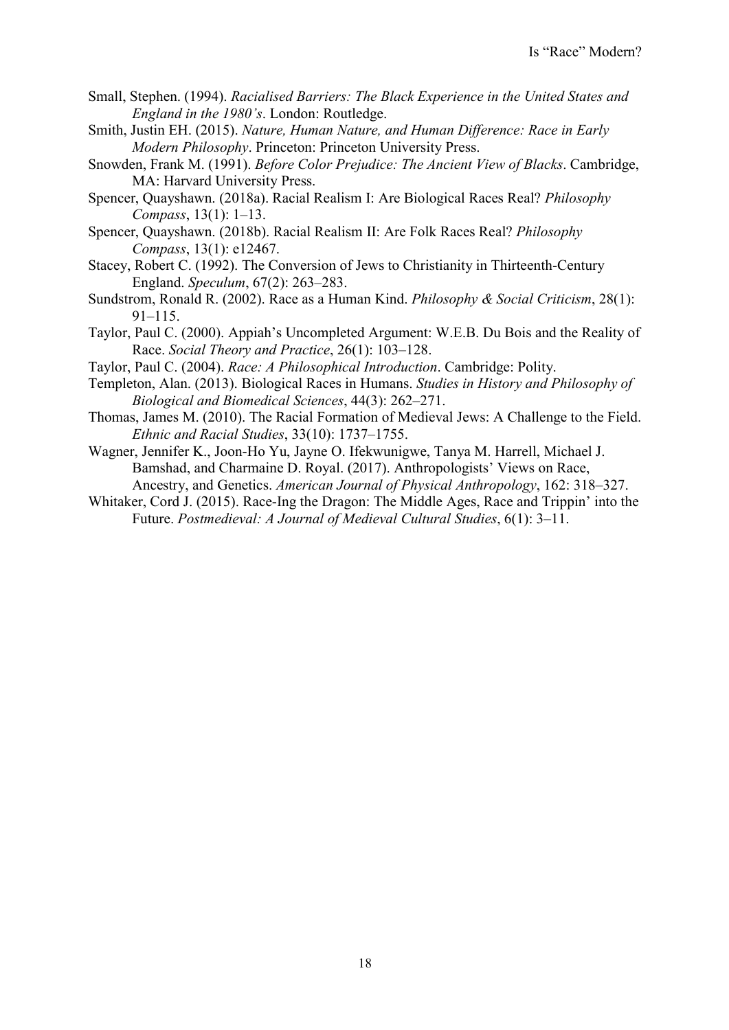Small, Stephen. (1994). *Racialised Barriers: The Black Experience in the United States and England in the 1980's*. London: Routledge.

Smith, Justin EH. (2015). *Nature, Human Nature, and Human Difference: Race in Early Modern Philosophy*. Princeton: Princeton University Press.

Snowden, Frank M. (1991). *Before Color Prejudice: The Ancient View of Blacks*. Cambridge, MA: Harvard University Press.

Spencer, Quayshawn. (2018a). Racial Realism I: Are Biological Races Real? *Philosophy Compass*, 13(1): 1–13.

Spencer, Quayshawn. (2018b). Racial Realism II: Are Folk Races Real? *Philosophy Compass*, 13(1): e12467.

Stacey, Robert C. (1992). The Conversion of Jews to Christianity in Thirteenth-Century England. *Speculum*, 67(2): 263–283.

Sundstrom, Ronald R. (2002). Race as a Human Kind. *Philosophy & Social Criticism*, 28(1): 91–115.

Taylor, Paul C. (2000). Appiah's Uncompleted Argument: W.E.B. Du Bois and the Reality of Race. *Social Theory and Practice*, 26(1): 103–128.

Taylor, Paul C. (2004). *Race: A Philosophical Introduction*. Cambridge: Polity.

Templeton, Alan. (2013). Biological Races in Humans. *Studies in History and Philosophy of Biological and Biomedical Sciences*, 44(3): 262–271.

Thomas, James M. (2010). The Racial Formation of Medieval Jews: A Challenge to the Field. *Ethnic and Racial Studies*, 33(10): 1737–1755.

Wagner, Jennifer K., Joon-Ho Yu, Jayne O. Ifekwunigwe, Tanya M. Harrell, Michael J. Bamshad, and Charmaine D. Royal. (2017). Anthropologists' Views on Race, Ancestry, and Genetics. *American Journal of Physical Anthropology*, 162: 318–327.

Whitaker, Cord J. (2015). Race-Ing the Dragon: The Middle Ages, Race and Trippin' into the Future. *Postmedieval: A Journal of Medieval Cultural Studies*, 6(1): 3–11.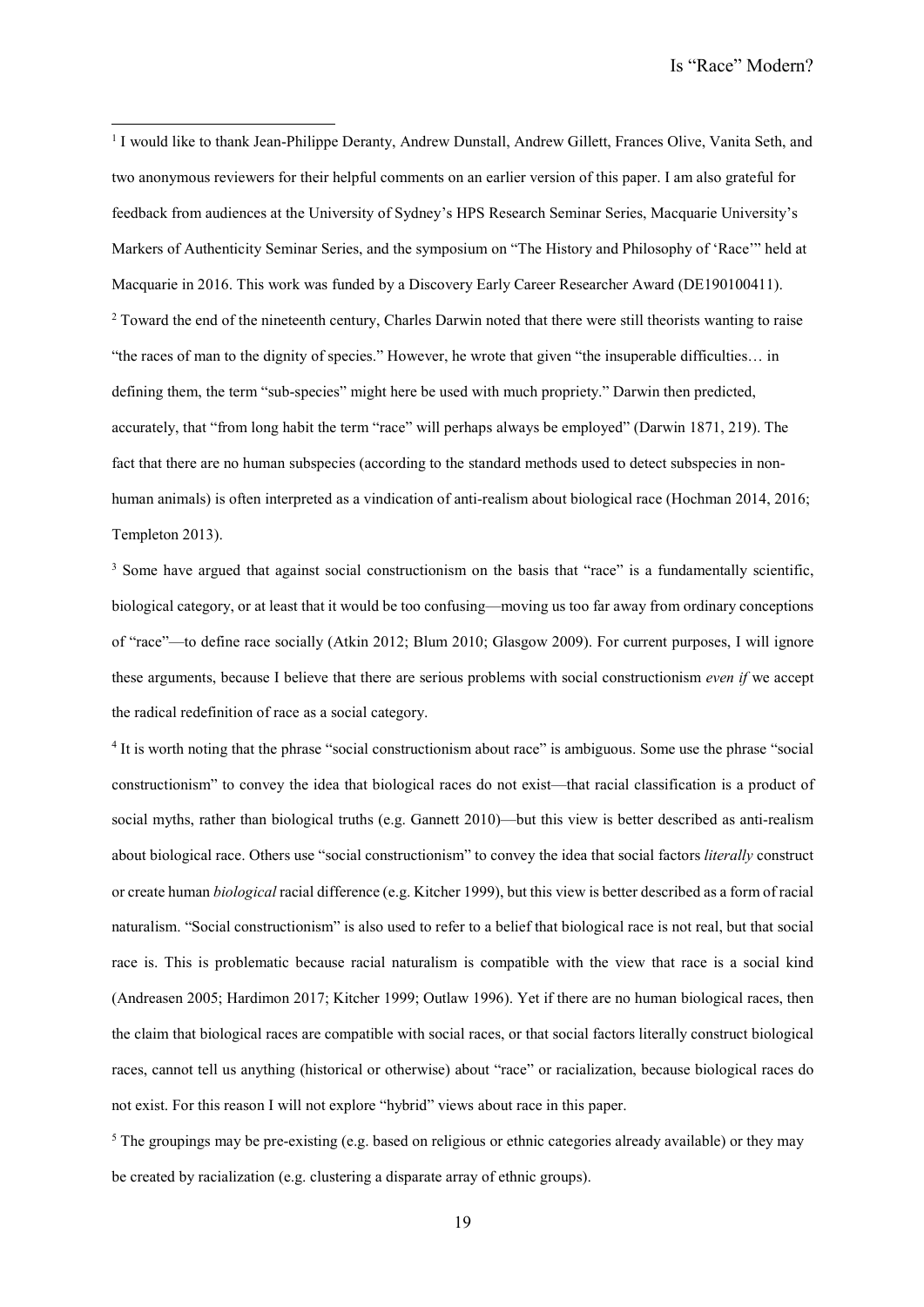[1] I would like to thank Jean-Philippe Deranty, Andrew Dunstall, Andrew Gillett, Frances Olive, Vanita Seth, and two anonymous reviewers for their helpful comments on an earlier version of this paper. I am also grateful for feedback from audiences at the University of Sydney's HPS Research Seminar Series, Macquarie University's Markers of Authenticity Seminar Series, and the symposium on "The History and Philosophy of 'Race'" held at Macquarie in 2016. This work was funded by a Discovery Early Career Researcher Award (DE190100411).

[2] Toward the end of the nineteenth century, Charles Darwin noted that there were still theorists wanting to raise "the races of man to the dignity of species." However, he wrote that given "the insuperable difficulties… in defining them, the term "sub-species" might here be used with much propriety." Darwin then predicted, accurately, that "from long habit the term "race" will perhaps always be employed" (Darwin 1871, 219). The fact that there are no human subspecies (according to the standard methods used to detect subspecies in non-human animals) is often interpreted as a vindication of anti-realism about biological race (Hochman 2014, 2016; Templeton 2013).

[3] Some have argued that against social constructionism on the basis that "race" is a fundamentally scientific, biological category, or at least that it would be too confusing—moving us too far away from ordinary conceptions of "race"—to define race socially (Atkin 2012; Blum 2010; Glasgow 2009). For current purposes, I will ignore these arguments, because I believe that there are serious problems with social constructionism *even if* we accept the radical redefinition of race as a social category.

[4] It is worth noting that the phrase "social constructionism about race" is ambiguous. Some use the phrase "social constructionism" to convey the idea that biological races do not exist—that racial classification is a product of social myths, rather than biological truths (e.g. Gannett 2010)—but this view is better described as anti-realism about biological race. Others use "social constructionism" to convey the idea that social factors *literally* construct or create human *biological* racial difference (e.g. Kitcher 1999), but this view is better described as a form of racial naturalism. "Social constructionism" is also used to refer to a belief that biological race is not real, but that social race is. This is problematic because racial naturalism is compatible with the view that race is a social kind (Andreasen 2005; Hardimon 2017; Kitcher 1999; Outlaw 1996). Yet if there are no human biological races, then the claim that biological races are compatible with social races, or that social factors literally construct biological races, cannot tell us anything (historical or otherwise) about "race" or racialization, because biological races do not exist. For this reason I will not explore "hybrid" views about race in this paper.

[5] The groupings may be pre-existing (e.g. based on religious or ethnic categories already available) or they may be created by racialization (e.g. clustering a disparate array of ethnic groups).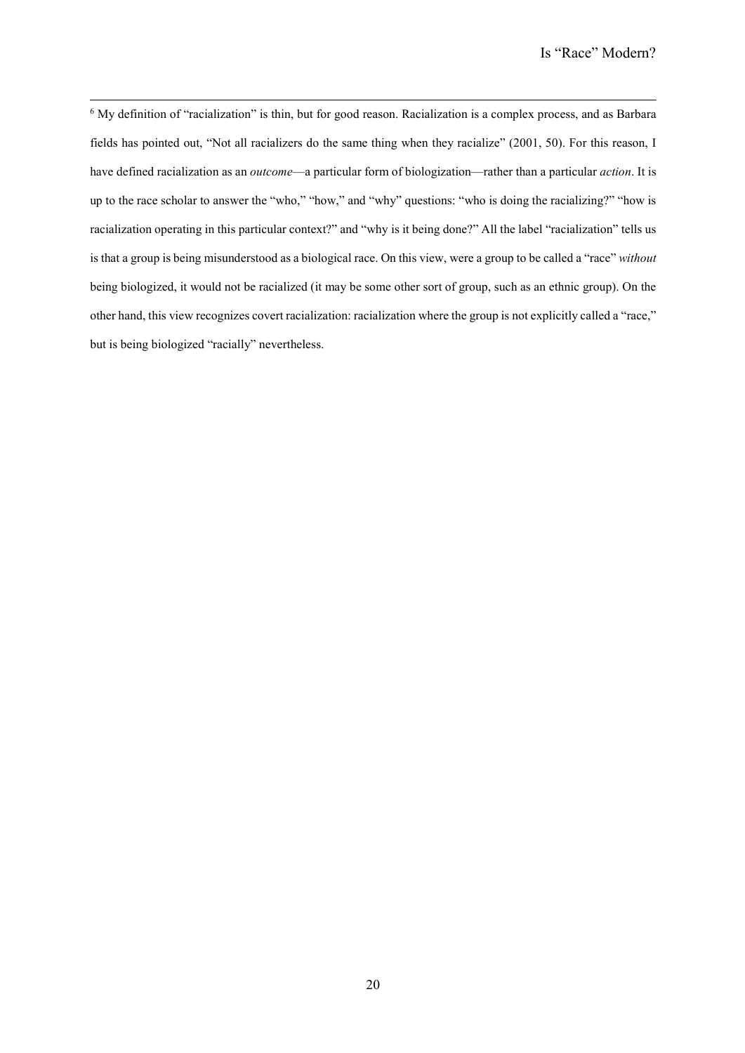[6] My definition of "racialization" is thin, but for good reason. Racialization is a complex process, and as Barbara fields has pointed out, "Not all racializers do the same thing when they racialize" (2001, 50). For this reason, I have defined racialization as an *outcome*—a particular form of biologization—rather than a particular *action*. It is up to the race scholar to answer the "who," "how," and "why" questions: "who is doing the racializing?" "how is racialization operating in this particular context?" and "why is it being done?" All the label "racialization" tells us is that a group is being misunderstood as a biological race. On this view, were a group to be called a "race" *without* being biologized, it would not be racialized (it may be some other sort of group, such as an ethnic group). On the other hand, this view recognizes covert racialization: racialization where the group is not explicitly called a "race," but is being biologized "racially" nevertheless.